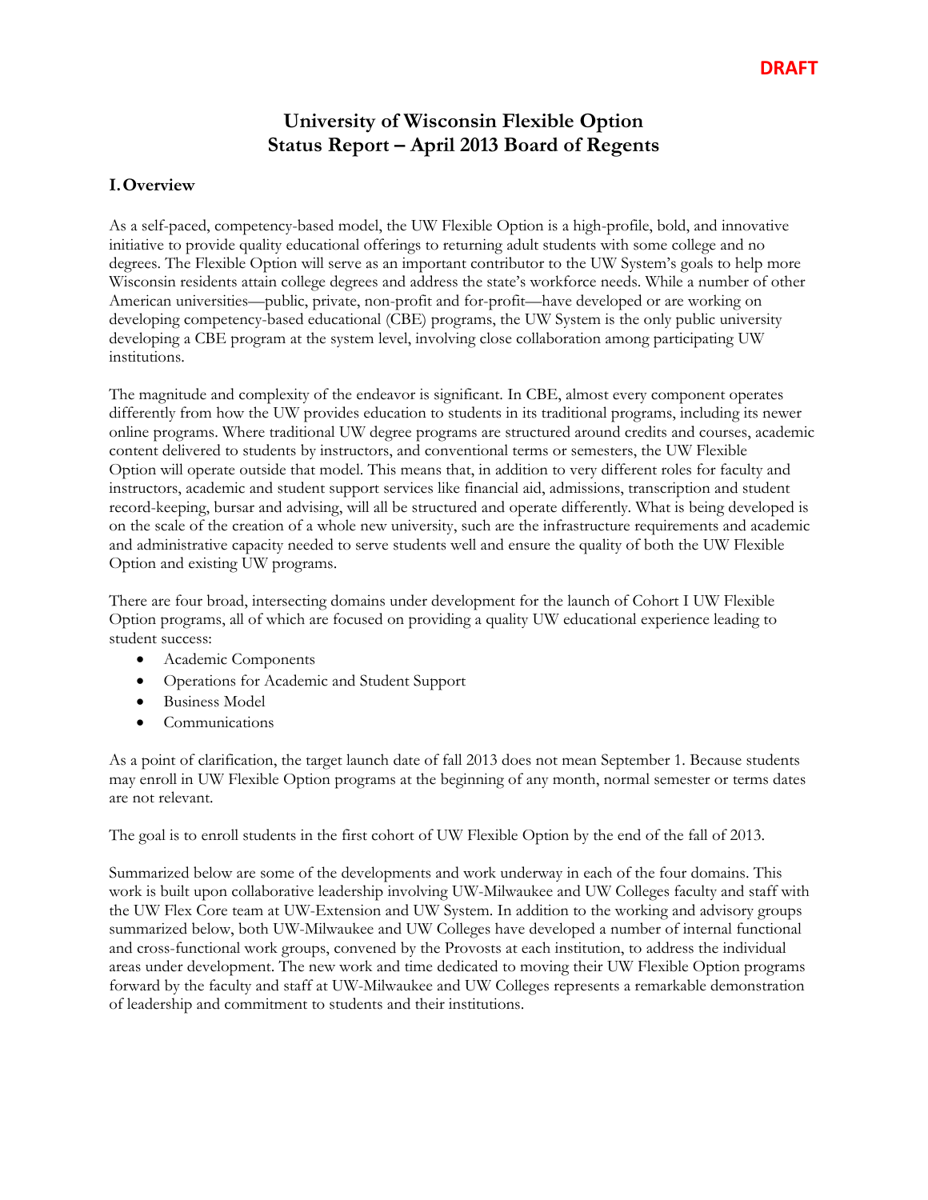DRAFT

# University of Wisconsin Flexible Option
# Status Report – April 2013 Board of Regents

## I. Overview

As a self-paced, competency-based model, the UW Flexible Option is a high-profile, bold, and innovative initiative to provide quality educational offerings to returning adult students with some college and no degrees. The Flexible Option will serve as an important contributor to the UW System's goals to help more Wisconsin residents attain college degrees and address the state's workforce needs. While a number of other American universities—public, private, non-profit and for-profit—have developed or are working on developing competency-based educational (CBE) programs, the UW System is the only public university developing a CBE program at the system level, involving close collaboration among participating UW institutions.

The magnitude and complexity of the endeavor is significant. In CBE, almost every component operates differently from how the UW provides education to students in its traditional programs, including its newer online programs. Where traditional UW degree programs are structured around credits and courses, academic content delivered to students by instructors, and conventional terms or semesters, the UW Flexible Option will operate outside that model. This means that, in addition to very different roles for faculty and instructors, academic and student support services like financial aid, admissions, transcription and student record-keeping, bursar and advising, will all be structured and operate differently. What is being developed is on the scale of the creation of a whole new university, such are the infrastructure requirements and academic and administrative capacity needed to serve students well and ensure the quality of both the UW Flexible Option and existing UW programs.

There are four broad, intersecting domains under development for the launch of Cohort I UW Flexible Option programs, all of which are focused on providing a quality UW educational experience leading to student success:

- Academic Components
- Operations for Academic and Student Support
- Business Model
- Communications

As a point of clarification, the target launch date of fall 2013 does not mean September 1. Because students may enroll in UW Flexible Option programs at the beginning of any month, normal semester or terms dates are not relevant.

The goal is to enroll students in the first cohort of UW Flexible Option by the end of the fall of 2013.

Summarized below are some of the developments and work underway in each of the four domains. This work is built upon collaborative leadership involving UW-Milwaukee and UW Colleges faculty and staff with the UW Flex Core team at UW-Extension and UW System. In addition to the working and advisory groups summarized below, both UW-Milwaukee and UW Colleges have developed a number of internal functional and cross-functional work groups, convened by the Provosts at each institution, to address the individual areas under development. The new work and time dedicated to moving their UW Flexible Option programs forward by the faculty and staff at UW-Milwaukee and UW Colleges represents a remarkable demonstration of leadership and commitment to students and their institutions.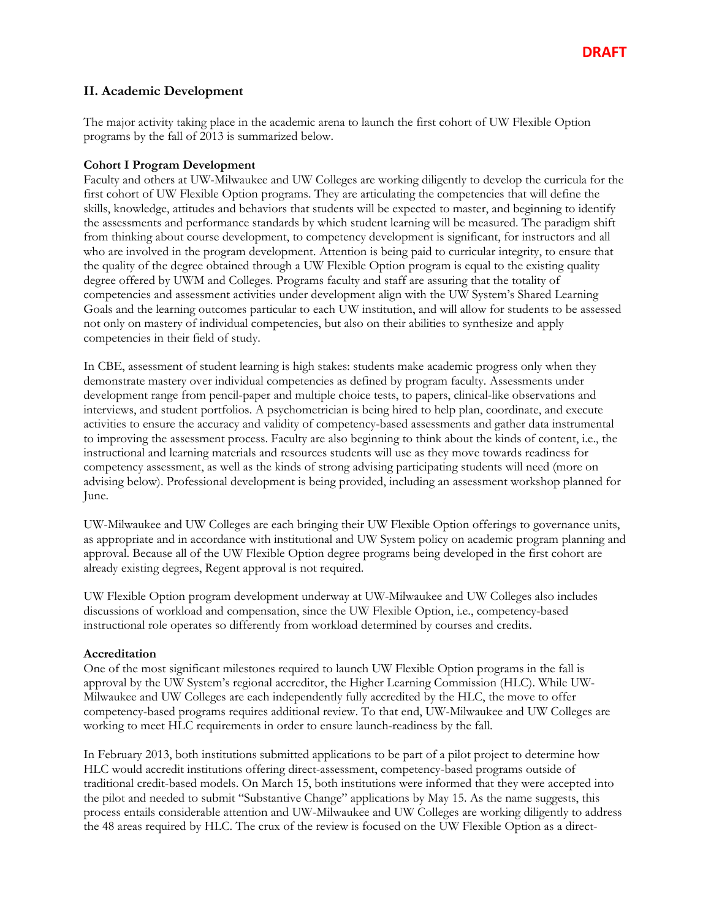**DRAFT**

## II. Academic Development

The major activity taking place in the academic arena to launch the first cohort of UW Flexible Option programs by the fall of 2013 is summarized below.

**Cohort I Program Development**

Faculty and others at UW-Milwaukee and UW Colleges are working diligently to develop the curricula for the first cohort of UW Flexible Option programs. They are articulating the competencies that will define the skills, knowledge, attitudes and behaviors that students will be expected to master, and beginning to identify the assessments and performance standards by which student learning will be measured. The paradigm shift from thinking about course development, to competency development is significant, for instructors and all who are involved in the program development. Attention is being paid to curricular integrity, to ensure that the quality of the degree obtained through a UW Flexible Option program is equal to the existing quality degree offered by UWM and Colleges. Programs faculty and staff are assuring that the totality of competencies and assessment activities under development align with the UW System's Shared Learning Goals and the learning outcomes particular to each UW institution, and will allow for students to be assessed not only on mastery of individual competencies, but also on their abilities to synthesize and apply competencies in their field of study.

In CBE, assessment of student learning is high stakes: students make academic progress only when they demonstrate mastery over individual competencies as defined by program faculty. Assessments under development range from pencil-paper and multiple choice tests, to papers, clinical-like observations and interviews, and student portfolios. A psychometrician is being hired to help plan, coordinate, and execute activities to ensure the accuracy and validity of competency-based assessments and gather data instrumental to improving the assessment process. Faculty are also beginning to think about the kinds of content, i.e., the instructional and learning materials and resources students will use as they move towards readiness for competency assessment, as well as the kinds of strong advising participating students will need (more on advising below). Professional development is being provided, including an assessment workshop planned for June.

UW-Milwaukee and UW Colleges are each bringing their UW Flexible Option offerings to governance units, as appropriate and in accordance with institutional and UW System policy on academic program planning and approval. Because all of the UW Flexible Option degree programs being developed in the first cohort are already existing degrees, Regent approval is not required.

UW Flexible Option program development underway at UW-Milwaukee and UW Colleges also includes discussions of workload and compensation, since the UW Flexible Option, i.e., competency-based instructional role operates so differently from workload determined by courses and credits.

**Accreditation**

One of the most significant milestones required to launch UW Flexible Option programs in the fall is approval by the UW System's regional accreditor, the Higher Learning Commission (HLC). While UW-Milwaukee and UW Colleges are each independently fully accredited by the HLC, the move to offer competency-based programs requires additional review. To that end, UW-Milwaukee and UW Colleges are working to meet HLC requirements in order to ensure launch-readiness by the fall.

In February 2013, both institutions submitted applications to be part of a pilot project to determine how HLC would accredit institutions offering direct-assessment, competency-based programs outside of traditional credit-based models. On March 15, both institutions were informed that they were accepted into the pilot and needed to submit "Substantive Change" applications by May 15. As the name suggests, this process entails considerable attention and UW-Milwaukee and UW Colleges are working diligently to address the 48 areas required by HLC. The crux of the review is focused on the UW Flexible Option as a direct-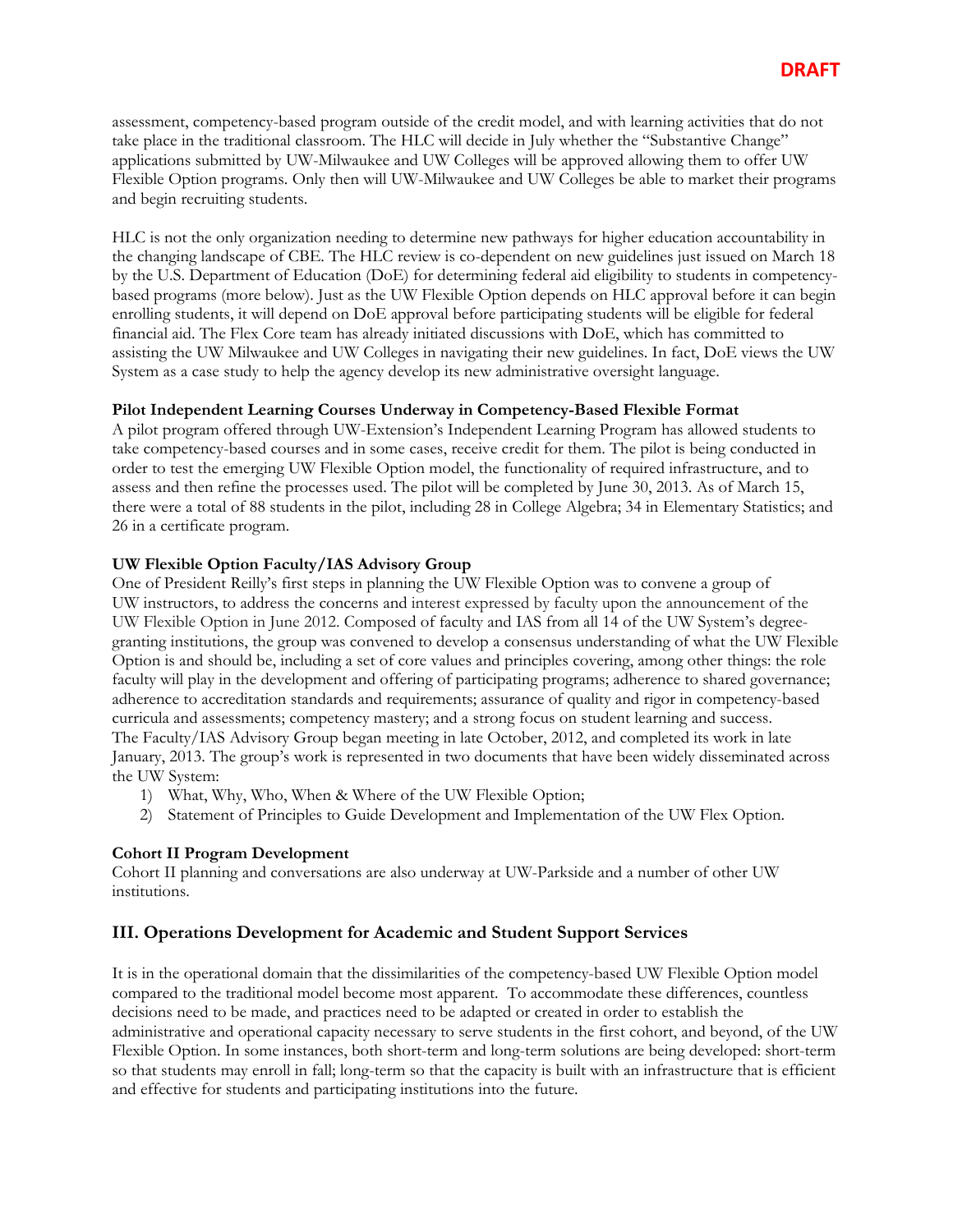**DRAFT**

assessment, competency-based program outside of the credit model, and with learning activities that do not take place in the traditional classroom. The HLC will decide in July whether the "Substantive Change" applications submitted by UW-Milwaukee and UW Colleges will be approved allowing them to offer UW Flexible Option programs. Only then will UW-Milwaukee and UW Colleges be able to market their programs and begin recruiting students.

HLC is not the only organization needing to determine new pathways for higher education accountability in the changing landscape of CBE. The HLC review is co-dependent on new guidelines just issued on March 18 by the U.S. Department of Education (DoE) for determining federal aid eligibility to students in competency-based programs (more below). Just as the UW Flexible Option depends on HLC approval before it can begin enrolling students, it will depend on DoE approval before participating students will be eligible for federal financial aid. The Flex Core team has already initiated discussions with DoE, which has committed to assisting the UW Milwaukee and UW Colleges in navigating their new guidelines. In fact, DoE views the UW System as a case study to help the agency develop its new administrative oversight language.

**Pilot Independent Learning Courses Underway in Competency-Based Flexible Format**
A pilot program offered through UW-Extension's Independent Learning Program has allowed students to take competency-based courses and in some cases, receive credit for them. The pilot is being conducted in order to test the emerging UW Flexible Option model, the functionality of required infrastructure, and to assess and then refine the processes used. The pilot will be completed by June 30, 2013. As of March 15, there were a total of 88 students in the pilot, including 28 in College Algebra; 34 in Elementary Statistics; and 26 in a certificate program.

**UW Flexible Option Faculty/IAS Advisory Group**
One of President Reilly's first steps in planning the UW Flexible Option was to convene a group of UW instructors, to address the concerns and interest expressed by faculty upon the announcement of the UW Flexible Option in June 2012. Composed of faculty and IAS from all 14 of the UW System's degree-granting institutions, the group was convened to develop a consensus understanding of what the UW Flexible Option is and should be, including a set of core values and principles covering, among other things: the role faculty will play in the development and offering of participating programs; adherence to shared governance; adherence to accreditation standards and requirements; assurance of quality and rigor in competency-based curricula and assessments; competency mastery; and a strong focus on student learning and success.
The Faculty/IAS Advisory Group began meeting in late October, 2012, and completed its work in late January, 2013. The group's work is represented in two documents that have been widely disseminated across the UW System:

1) What, Why, Who, When & Where of the UW Flexible Option;
2) Statement of Principles to Guide Development and Implementation of the UW Flex Option.

**Cohort II Program Development**
Cohort II planning and conversations are also underway at UW-Parkside and a number of other UW institutions.

## III. Operations Development for Academic and Student Support Services

It is in the operational domain that the dissimilarities of the competency-based UW Flexible Option model compared to the traditional model become most apparent. To accommodate these differences, countless decisions need to be made, and practices need to be adapted or created in order to establish the administrative and operational capacity necessary to serve students in the first cohort, and beyond, of the UW Flexible Option. In some instances, both short-term and long-term solutions are being developed: short-term so that students may enroll in fall; long-term so that the capacity is built with an infrastructure that is efficient and effective for students and participating institutions into the future.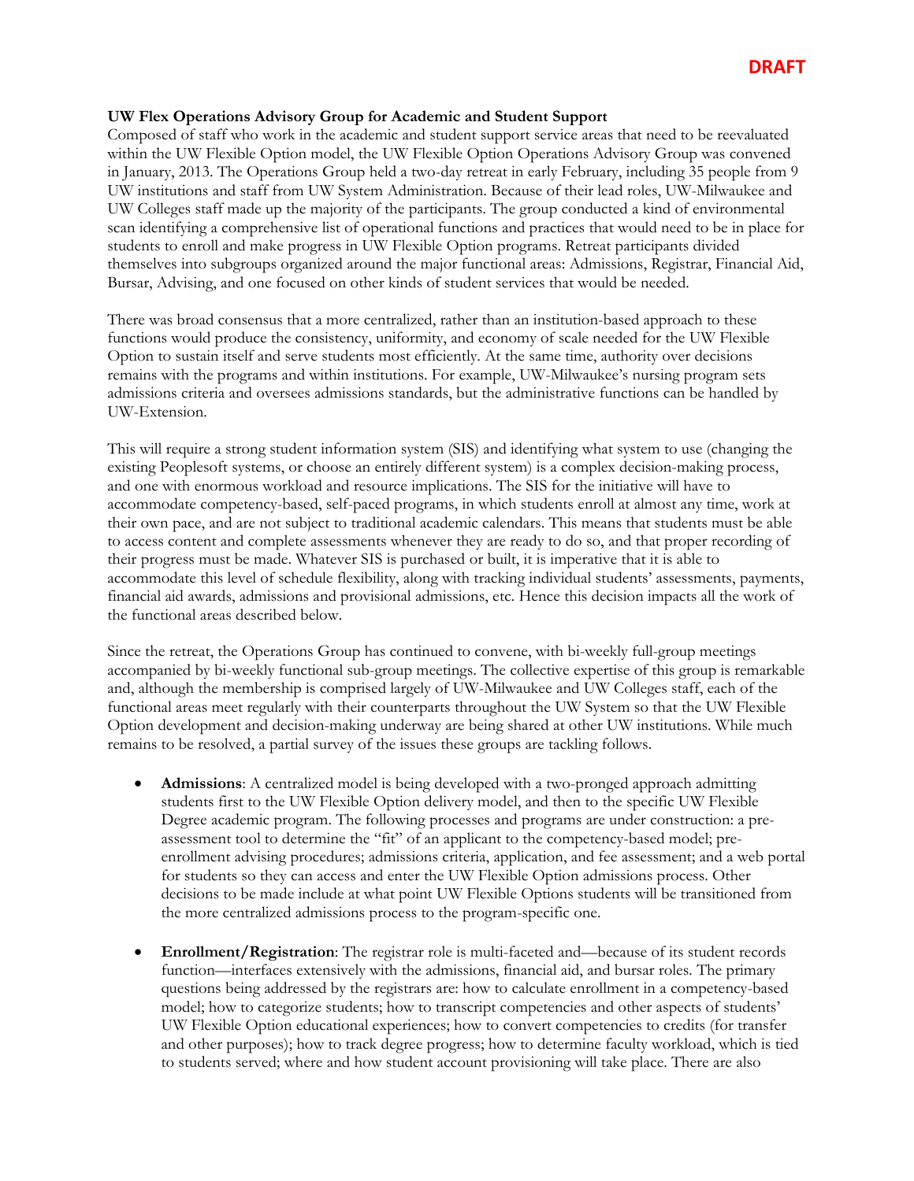DRAFT

**UW Flex Operations Advisory Group for Academic and Student Support**
Composed of staff who work in the academic and student support service areas that need to be reevaluated within the UW Flexible Option model, the UW Flexible Option Operations Advisory Group was convened in January, 2013. The Operations Group held a two-day retreat in early February, including 35 people from 9 UW institutions and staff from UW System Administration. Because of their lead roles, UW-Milwaukee and UW Colleges staff made up the majority of the participants. The group conducted a kind of environmental scan identifying a comprehensive list of operational functions and practices that would need to be in place for students to enroll and make progress in UW Flexible Option programs. Retreat participants divided themselves into subgroups organized around the major functional areas: Admissions, Registrar, Financial Aid, Bursar, Advising, and one focused on other kinds of student services that would be needed.

There was broad consensus that a more centralized, rather than an institution-based approach to these functions would produce the consistency, uniformity, and economy of scale needed for the UW Flexible Option to sustain itself and serve students most efficiently. At the same time, authority over decisions remains with the programs and within institutions. For example, UW-Milwaukee's nursing program sets admissions criteria and oversees admissions standards, but the administrative functions can be handled by UW-Extension.

This will require a strong student information system (SIS) and identifying what system to use (changing the existing Peoplesoft systems, or choose an entirely different system) is a complex decision-making process, and one with enormous workload and resource implications. The SIS for the initiative will have to accommodate competency-based, self-paced programs, in which students enroll at almost any time, work at their own pace, and are not subject to traditional academic calendars. This means that students must be able to access content and complete assessments whenever they are ready to do so, and that proper recording of their progress must be made. Whatever SIS is purchased or built, it is imperative that it is able to accommodate this level of schedule flexibility, along with tracking individual students' assessments, payments, financial aid awards, admissions and provisional admissions, etc. Hence this decision impacts all the work of the functional areas described below.

Since the retreat, the Operations Group has continued to convene, with bi-weekly full-group meetings accompanied by bi-weekly functional sub-group meetings. The collective expertise of this group is remarkable and, although the membership is comprised largely of UW-Milwaukee and UW Colleges staff, each of the functional areas meet regularly with their counterparts throughout the UW System so that the UW Flexible Option development and decision-making underway are being shared at other UW institutions. While much remains to be resolved, a partial survey of the issues these groups are tackling follows.

- **Admissions**: A centralized model is being developed with a two-pronged approach admitting students first to the UW Flexible Option delivery model, and then to the specific UW Flexible Degree academic program. The following processes and programs are under construction: a pre-assessment tool to determine the "fit" of an applicant to the competency-based model; pre-enrollment advising procedures; admissions criteria, application, and fee assessment; and a web portal for students so they can access and enter the UW Flexible Option admissions process. Other decisions to be made include at what point UW Flexible Options students will be transitioned from the more centralized admissions process to the program-specific one.

- **Enrollment/Registration**: The registrar role is multi-faceted and—because of its student records function—interfaces extensively with the admissions, financial aid, and bursar roles. The primary questions being addressed by the registrars are: how to calculate enrollment in a competency-based model; how to categorize students; how to transcript competencies and other aspects of students' UW Flexible Option educational experiences; how to convert competencies to credits (for transfer and other purposes); how to track degree progress; how to determine faculty workload, which is tied to students served; where and how student account provisioning will take place. There are also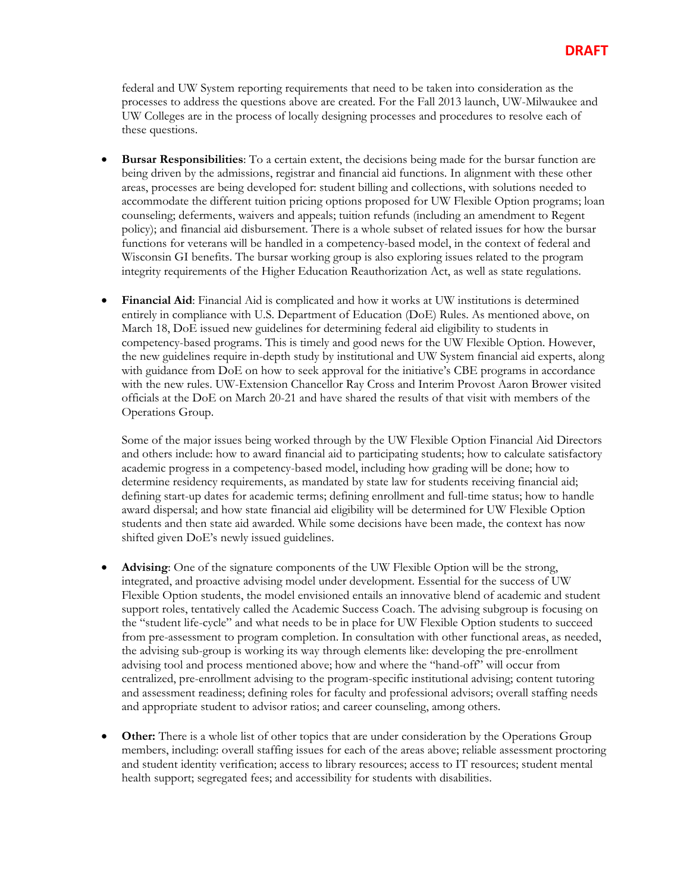DRAFT

federal and UW System reporting requirements that need to be taken into consideration as the processes to address the questions above are created. For the Fall 2013 launch, UW-Milwaukee and UW Colleges are in the process of locally designing processes and procedures to resolve each of these questions.

- **Bursar Responsibilities**: To a certain extent, the decisions being made for the bursar function are being driven by the admissions, registrar and financial aid functions. In alignment with these other areas, processes are being developed for: student billing and collections, with solutions needed to accommodate the different tuition pricing options proposed for UW Flexible Option programs; loan counseling; deferments, waivers and appeals; tuition refunds (including an amendment to Regent policy); and financial aid disbursement. There is a whole subset of related issues for how the bursar functions for veterans will be handled in a competency-based model, in the context of federal and Wisconsin GI benefits. The bursar working group is also exploring issues related to the program integrity requirements of the Higher Education Reauthorization Act, as well as state regulations.

- **Financial Aid**: Financial Aid is complicated and how it works at UW institutions is determined entirely in compliance with U.S. Department of Education (DoE) Rules. As mentioned above, on March 18, DoE issued new guidelines for determining federal aid eligibility to students in competency-based programs. This is timely and good news for the UW Flexible Option. However, the new guidelines require in-depth study by institutional and UW System financial aid experts, along with guidance from DoE on how to seek approval for the initiative's CBE programs in accordance with the new rules. UW-Extension Chancellor Ray Cross and Interim Provost Aaron Brower visited officials at the DoE on March 20-21 and have shared the results of that visit with members of the Operations Group.

  Some of the major issues being worked through by the UW Flexible Option Financial Aid Directors and others include: how to award financial aid to participating students; how to calculate satisfactory academic progress in a competency-based model, including how grading will be done; how to determine residency requirements, as mandated by state law for students receiving financial aid; defining start-up dates for academic terms; defining enrollment and full-time status; how to handle award dispersal; and how state financial aid eligibility will be determined for UW Flexible Option students and then state aid awarded. While some decisions have been made, the context has now shifted given DoE's newly issued guidelines.

- **Advising**: One of the signature components of the UW Flexible Option will be the strong, integrated, and proactive advising model under development. Essential for the success of UW Flexible Option students, the model envisioned entails an innovative blend of academic and student support roles, tentatively called the Academic Success Coach. The advising subgroup is focusing on the "student life-cycle" and what needs to be in place for UW Flexible Option students to succeed from pre-assessment to program completion. In consultation with other functional areas, as needed, the advising sub-group is working its way through elements like: developing the pre-enrollment advising tool and process mentioned above; how and where the "hand-off" will occur from centralized, pre-enrollment advising to the program-specific institutional advising; content tutoring and assessment readiness; defining roles for faculty and professional advisors; overall staffing needs and appropriate student to advisor ratios; and career counseling, among others.

- **Other:** There is a whole list of other topics that are under consideration by the Operations Group members, including: overall staffing issues for each of the areas above; reliable assessment proctoring and student identity verification; access to library resources; access to IT resources; student mental health support; segregated fees; and accessibility for students with disabilities.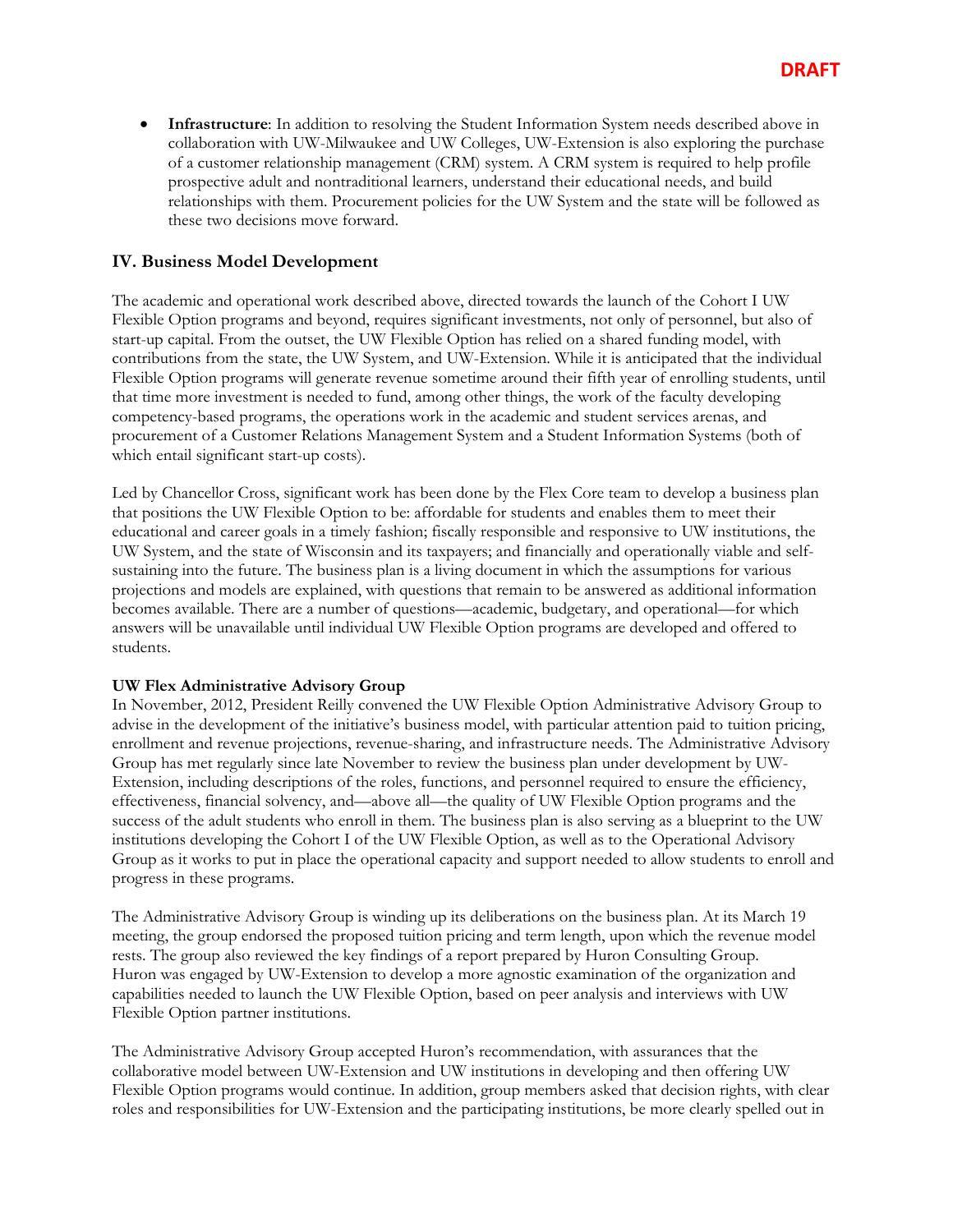- **Infrastructure**: In addition to resolving the Student Information System needs described above in collaboration with UW-Milwaukee and UW Colleges, UW-Extension is also exploring the purchase of a customer relationship management (CRM) system. A CRM system is required to help profile prospective adult and nontraditional learners, understand their educational needs, and build relationships with them. Procurement policies for the UW System and the state will be followed as these two decisions move forward.

## IV. Business Model Development

The academic and operational work described above, directed towards the launch of the Cohort I UW Flexible Option programs and beyond, requires significant investments, not only of personnel, but also of start-up capital. From the outset, the UW Flexible Option has relied on a shared funding model, with contributions from the state, the UW System, and UW-Extension. While it is anticipated that the individual Flexible Option programs will generate revenue sometime around their fifth year of enrolling students, until that time more investment is needed to fund, among other things, the work of the faculty developing competency-based programs, the operations work in the academic and student services arenas, and procurement of a Customer Relations Management System and a Student Information Systems (both of which entail significant start-up costs).

Led by Chancellor Cross, significant work has been done by the Flex Core team to develop a business plan that positions the UW Flexible Option to be: affordable for students and enables them to meet their educational and career goals in a timely fashion; fiscally responsible and responsive to UW institutions, the UW System, and the state of Wisconsin and its taxpayers; and financially and operationally viable and self-sustaining into the future. The business plan is a living document in which the assumptions for various projections and models are explained, with questions that remain to be answered as additional information becomes available. There are a number of questions—academic, budgetary, and operational—for which answers will be unavailable until individual UW Flexible Option programs are developed and offered to students.

**UW Flex Administrative Advisory Group**

In November, 2012, President Reilly convened the UW Flexible Option Administrative Advisory Group to advise in the development of the initiative's business model, with particular attention paid to tuition pricing, enrollment and revenue projections, revenue-sharing, and infrastructure needs. The Administrative Advisory Group has met regularly since late November to review the business plan under development by UW-Extension, including descriptions of the roles, functions, and personnel required to ensure the efficiency, effectiveness, financial solvency, and—above all—the quality of UW Flexible Option programs and the success of the adult students who enroll in them. The business plan is also serving as a blueprint to the UW institutions developing the Cohort I of the UW Flexible Option, as well as to the Operational Advisory Group as it works to put in place the operational capacity and support needed to allow students to enroll and progress in these programs.

The Administrative Advisory Group is winding up its deliberations on the business plan. At its March 19 meeting, the group endorsed the proposed tuition pricing and term length, upon which the revenue model rests. The group also reviewed the key findings of a report prepared by Huron Consulting Group. Huron was engaged by UW-Extension to develop a more agnostic examination of the organization and capabilities needed to launch the UW Flexible Option, based on peer analysis and interviews with UW Flexible Option partner institutions.

The Administrative Advisory Group accepted Huron's recommendation, with assurances that the collaborative model between UW-Extension and UW institutions in developing and then offering UW Flexible Option programs would continue. In addition, group members asked that decision rights, with clear roles and responsibilities for UW-Extension and the participating institutions, be more clearly spelled out in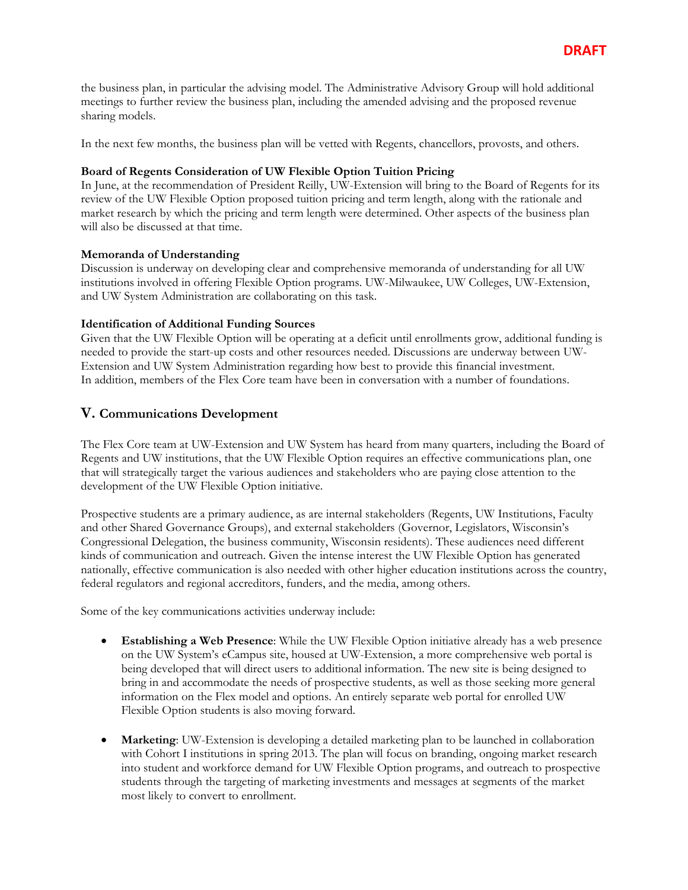the business plan, in particular the advising model. The Administrative Advisory Group will hold additional meetings to further review the business plan, including the amended advising and the proposed revenue sharing models.

In the next few months, the business plan will be vetted with Regents, chancellors, provosts, and others.

**Board of Regents Consideration of UW Flexible Option Tuition Pricing**
In June, at the recommendation of President Reilly, UW-Extension will bring to the Board of Regents for its review of the UW Flexible Option proposed tuition pricing and term length, along with the rationale and market research by which the pricing and term length were determined. Other aspects of the business plan will also be discussed at that time.

**Memoranda of Understanding**
Discussion is underway on developing clear and comprehensive memoranda of understanding for all UW institutions involved in offering Flexible Option programs. UW-Milwaukee, UW Colleges, UW-Extension, and UW System Administration are collaborating on this task.

**Identification of Additional Funding Sources**
Given that the UW Flexible Option will be operating at a deficit until enrollments grow, additional funding is needed to provide the start-up costs and other resources needed. Discussions are underway between UW-Extension and UW System Administration regarding how best to provide this financial investment. In addition, members of the Flex Core team have been in conversation with a number of foundations.

## V. Communications Development

The Flex Core team at UW-Extension and UW System has heard from many quarters, including the Board of Regents and UW institutions, that the UW Flexible Option requires an effective communications plan, one that will strategically target the various audiences and stakeholders who are paying close attention to the development of the UW Flexible Option initiative.

Prospective students are a primary audience, as are internal stakeholders (Regents, UW Institutions, Faculty and other Shared Governance Groups), and external stakeholders (Governor, Legislators, Wisconsin's Congressional Delegation, the business community, Wisconsin residents). These audiences need different kinds of communication and outreach. Given the intense interest the UW Flexible Option has generated nationally, effective communication is also needed with other higher education institutions across the country, federal regulators and regional accreditors, funders, and the media, among others.

Some of the key communications activities underway include:

- **Establishing a Web Presence**: While the UW Flexible Option initiative already has a web presence on the UW System's eCampus site, housed at UW-Extension, a more comprehensive web portal is being developed that will direct users to additional information. The new site is being designed to bring in and accommodate the needs of prospective students, as well as those seeking more general information on the Flex model and options. An entirely separate web portal for enrolled UW Flexible Option students is also moving forward.

- **Marketing**: UW-Extension is developing a detailed marketing plan to be launched in collaboration with Cohort I institutions in spring 2013. The plan will focus on branding, ongoing market research into student and workforce demand for UW Flexible Option programs, and outreach to prospective students through the targeting of marketing investments and messages at segments of the market most likely to convert to enrollment.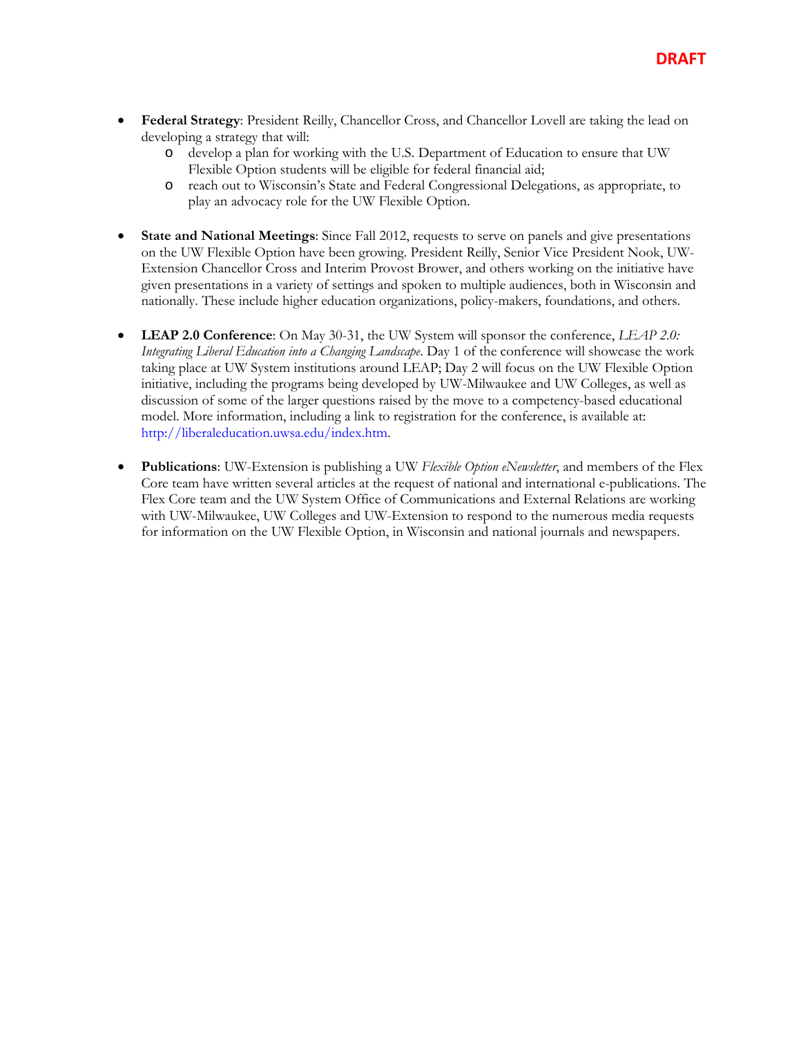**DRAFT**

- **Federal Strategy**: President Reilly, Chancellor Cross, and Chancellor Lovell are taking the lead on developing a strategy that will:
  - develop a plan for working with the U.S. Department of Education to ensure that UW Flexible Option students will be eligible for federal financial aid;
  - reach out to Wisconsin's State and Federal Congressional Delegations, as appropriate, to play an advocacy role for the UW Flexible Option.

- **State and National Meetings**: Since Fall 2012, requests to serve on panels and give presentations on the UW Flexible Option have been growing. President Reilly, Senior Vice President Nook, UW-Extension Chancellor Cross and Interim Provost Brower, and others working on the initiative have given presentations in a variety of settings and spoken to multiple audiences, both in Wisconsin and nationally. These include higher education organizations, policy-makers, foundations, and others.

- **LEAP 2.0 Conference**: On May 30-31, the UW System will sponsor the conference, *LEAP 2.0: Integrating Liberal Education into a Changing Landscape*. Day 1 of the conference will showcase the work taking place at UW System institutions around LEAP; Day 2 will focus on the UW Flexible Option initiative, including the programs being developed by UW-Milwaukee and UW Colleges, as well as discussion of some of the larger questions raised by the move to a competency-based educational model. More information, including a link to registration for the conference, is available at: http://liberaleducation.uwsa.edu/index.htm.

- **Publications**: UW-Extension is publishing a UW *Flexible Option eNewsletter*, and members of the Flex Core team have written several articles at the request of national and international e-publications. The Flex Core team and the UW System Office of Communications and External Relations are working with UW-Milwaukee, UW Colleges and UW-Extension to respond to the numerous media requests for information on the UW Flexible Option, in Wisconsin and national journals and newspapers.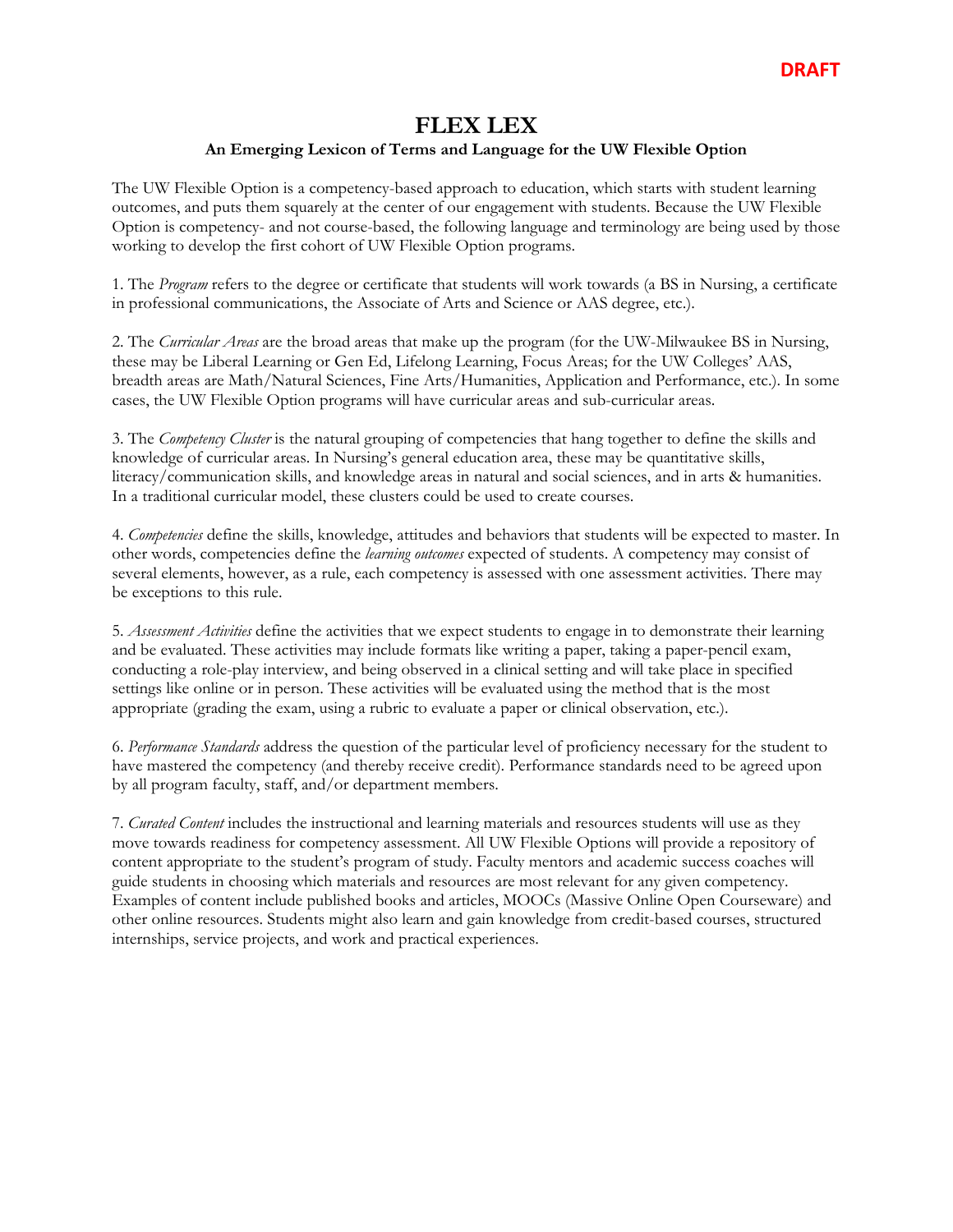DRAFT

# FLEX LEX

**An Emerging Lexicon of Terms and Language for the UW Flexible Option**

The UW Flexible Option is a competency-based approach to education, which starts with student learning outcomes, and puts them squarely at the center of our engagement with students. Because the UW Flexible Option is competency- and not course-based, the following language and terminology are being used by those working to develop the first cohort of UW Flexible Option programs.

1. The *Program* refers to the degree or certificate that students will work towards (a BS in Nursing, a certificate in professional communications, the Associate of Arts and Science or AAS degree, etc.).

2. The *Curricular Areas* are the broad areas that make up the program (for the UW-Milwaukee BS in Nursing, these may be Liberal Learning or Gen Ed, Lifelong Learning, Focus Areas; for the UW Colleges' AAS, breadth areas are Math/Natural Sciences, Fine Arts/Humanities, Application and Performance, etc.). In some cases, the UW Flexible Option programs will have curricular areas and sub-curricular areas.

3. The *Competency Cluster* is the natural grouping of competencies that hang together to define the skills and knowledge of curricular areas. In Nursing's general education area, these may be quantitative skills, literacy/communication skills, and knowledge areas in natural and social sciences, and in arts & humanities. In a traditional curricular model, these clusters could be used to create courses.

4. *Competencies* define the skills, knowledge, attitudes and behaviors that students will be expected to master. In other words, competencies define the *learning outcomes* expected of students. A competency may consist of several elements, however, as a rule, each competency is assessed with one assessment activities. There may be exceptions to this rule.

5. *Assessment Activities* define the activities that we expect students to engage in to demonstrate their learning and be evaluated. These activities may include formats like writing a paper, taking a paper-pencil exam, conducting a role-play interview, and being observed in a clinical setting and will take place in specified settings like online or in person. These activities will be evaluated using the method that is the most appropriate (grading the exam, using a rubric to evaluate a paper or clinical observation, etc.).

6. *Performance Standards* address the question of the particular level of proficiency necessary for the student to have mastered the competency (and thereby receive credit). Performance standards need to be agreed upon by all program faculty, staff, and/or department members.

7. *Curated Content* includes the instructional and learning materials and resources students will use as they move towards readiness for competency assessment. All UW Flexible Options will provide a repository of content appropriate to the student's program of study. Faculty mentors and academic success coaches will guide students in choosing which materials and resources are most relevant for any given competency. Examples of content include published books and articles, MOOCs (Massive Online Open Courseware) and other online resources. Students might also learn and gain knowledge from credit-based courses, structured internships, service projects, and work and practical experiences.